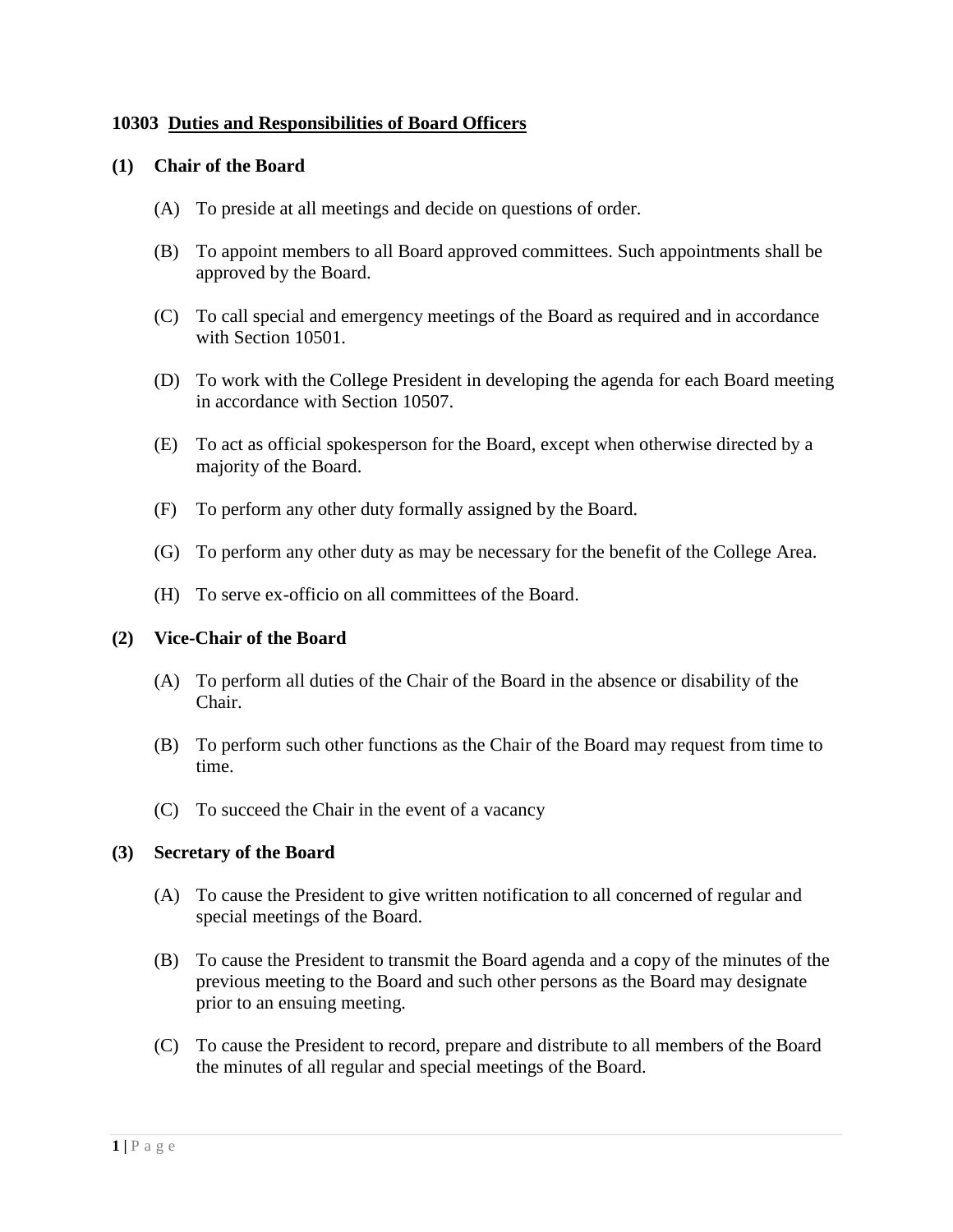## 10303 Duties and Responsibilities of Board Officers

### (1) Chair of the Board

(A) To preside at all meetings and decide on questions of order.

(B) To appoint members to all Board approved committees. Such appointments shall be approved by the Board.

(C) To call special and emergency meetings of the Board as required and in accordance with Section 10501.

(D) To work with the College President in developing the agenda for each Board meeting in accordance with Section 10507.

(E) To act as official spokesperson for the Board, except when otherwise directed by a majority of the Board.

(F) To perform any other duty formally assigned by the Board.

(G) To perform any other duty as may be necessary for the benefit of the College Area.

(H) To serve ex-officio on all committees of the Board.

### (2) Vice-Chair of the Board

(A) To perform all duties of the Chair of the Board in the absence or disability of the Chair.

(B) To perform such other functions as the Chair of the Board may request from time to time.

(C) To succeed the Chair in the event of a vacancy

### (3) Secretary of the Board

(A) To cause the President to give written notification to all concerned of regular and special meetings of the Board.

(B) To cause the President to transmit the Board agenda and a copy of the minutes of the previous meeting to the Board and such other persons as the Board may designate prior to an ensuing meeting.

(C) To cause the President to record, prepare and distribute to all members of the Board the minutes of all regular and special meetings of the Board.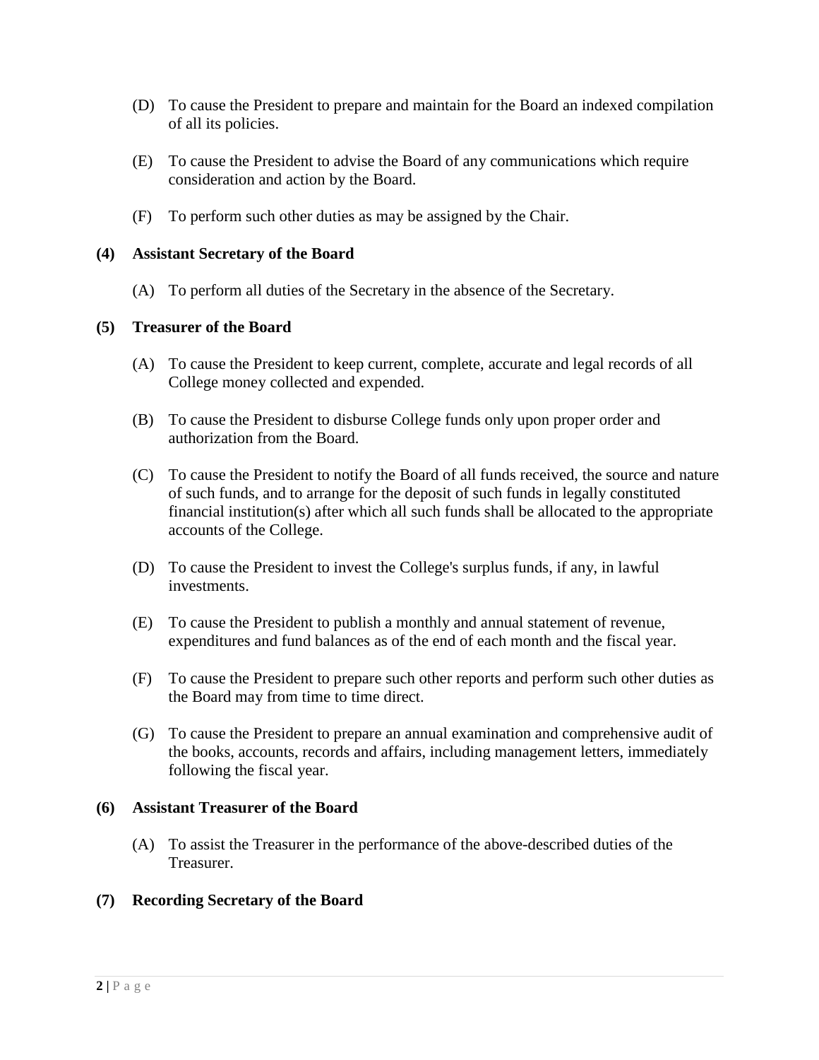(D) To cause the President to prepare and maintain for the Board an indexed compilation of all its policies.

(E) To cause the President to advise the Board of any communications which require consideration and action by the Board.

(F) To perform such other duties as may be assigned by the Chair.

**(4) Assistant Secretary of the Board**

(A) To perform all duties of the Secretary in the absence of the Secretary.

**(5) Treasurer of the Board**

(A) To cause the President to keep current, complete, accurate and legal records of all College money collected and expended.

(B) To cause the President to disburse College funds only upon proper order and authorization from the Board.

(C) To cause the President to notify the Board of all funds received, the source and nature of such funds, and to arrange for the deposit of such funds in legally constituted financial institution(s) after which all such funds shall be allocated to the appropriate accounts of the College.

(D) To cause the President to invest the College's surplus funds, if any, in lawful investments.

(E) To cause the President to publish a monthly and annual statement of revenue, expenditures and fund balances as of the end of each month and the fiscal year.

(F) To cause the President to prepare such other reports and perform such other duties as the Board may from time to time direct.

(G) To cause the President to prepare an annual examination and comprehensive audit of the books, accounts, records and affairs, including management letters, immediately following the fiscal year.

**(6) Assistant Treasurer of the Board**

(A) To assist the Treasurer in the performance of the above-described duties of the Treasurer.

**(7) Recording Secretary of the Board**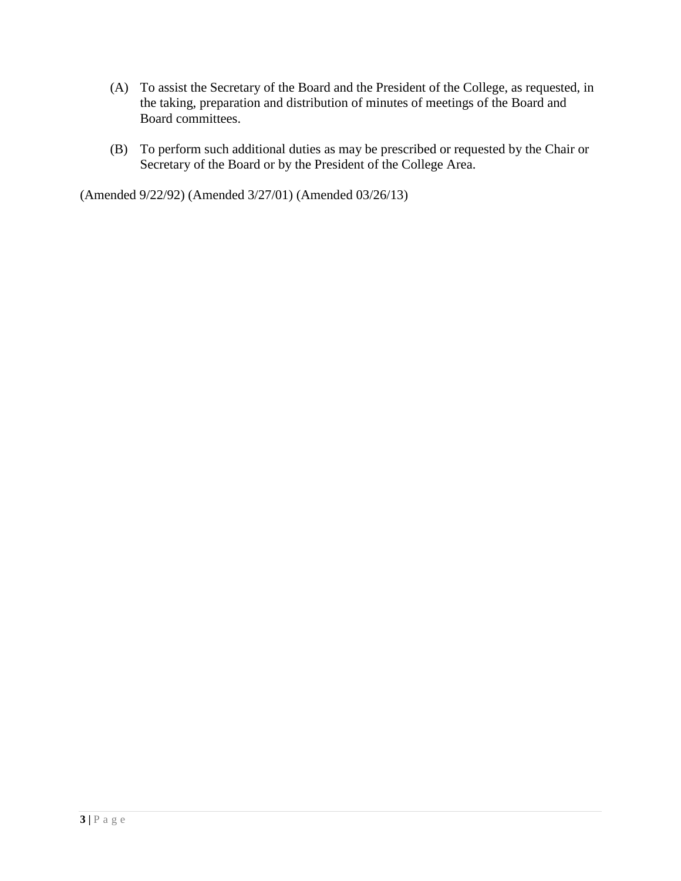(A) To assist the Secretary of the Board and the President of the College, as requested, in the taking, preparation and distribution of minutes of meetings of the Board and Board committees.

(B) To perform such additional duties as may be prescribed or requested by the Chair or Secretary of the Board or by the President of the College Area.

(Amended 9/22/92) (Amended 3/27/01) (Amended 03/26/13)